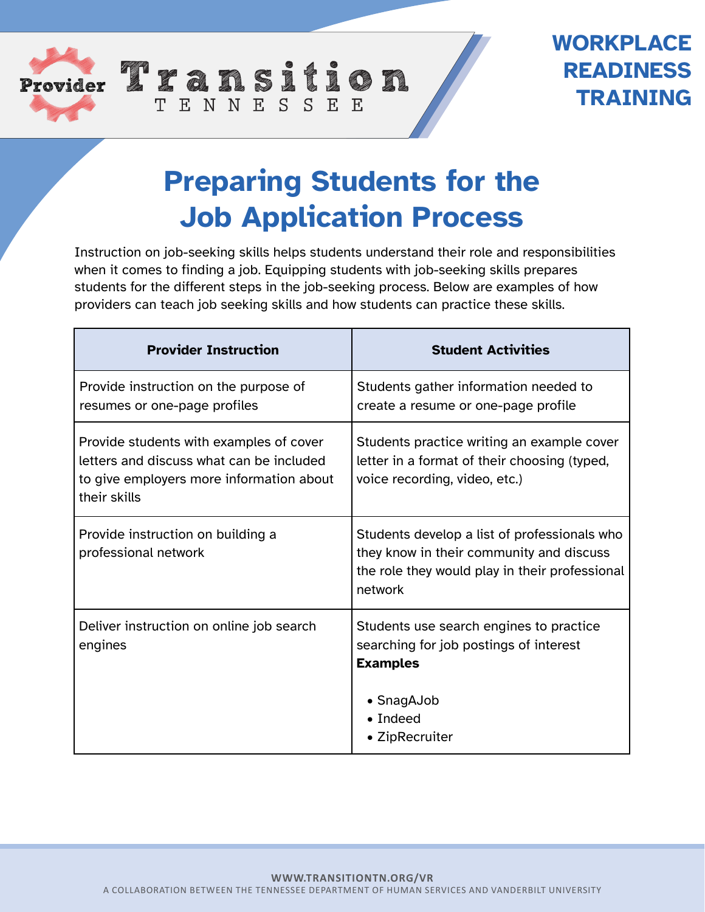Provider Transition TENNESSEE

**WORKPLACE READINESS TRAINING**

# Preparing Students for the Job Application Process

Instruction on job-seeking skills helps students understand their role and responsibilities when it comes to finding a job. Equipping students with job-seeking skills prepares students for the different steps in the job-seeking process. Below are examples of how providers can teach job seeking skills and how students can practice these skills.

| Provider Instruction | Student Activities |
| --- | --- |
| Provide instruction on the purpose of resumes or one-page profiles | Students gather information needed to create a resume or one-page profile |
| Provide students with examples of cover letters and discuss what can be included to give employers more information about their skills | Students practice writing an example cover letter in a format of their choosing (typed, voice recording, video, etc.) |
| Provide instruction on building a professional network | Students develop a list of professionals who they know in their community and discuss the role they would play in their professional network |
| Deliver instruction on online job search engines | Students use search engines to practice searching for job postings of interest<br>**Examples**<br>• SnagAJob<br>• Indeed<br>• ZipRecruiter |

WWW.TRANSITIONTN.ORG/VR
A COLLABORATION BETWEEN THE TENNESSEE DEPARTMENT OF HUMAN SERVICES AND VANDERBILT UNIVERSITY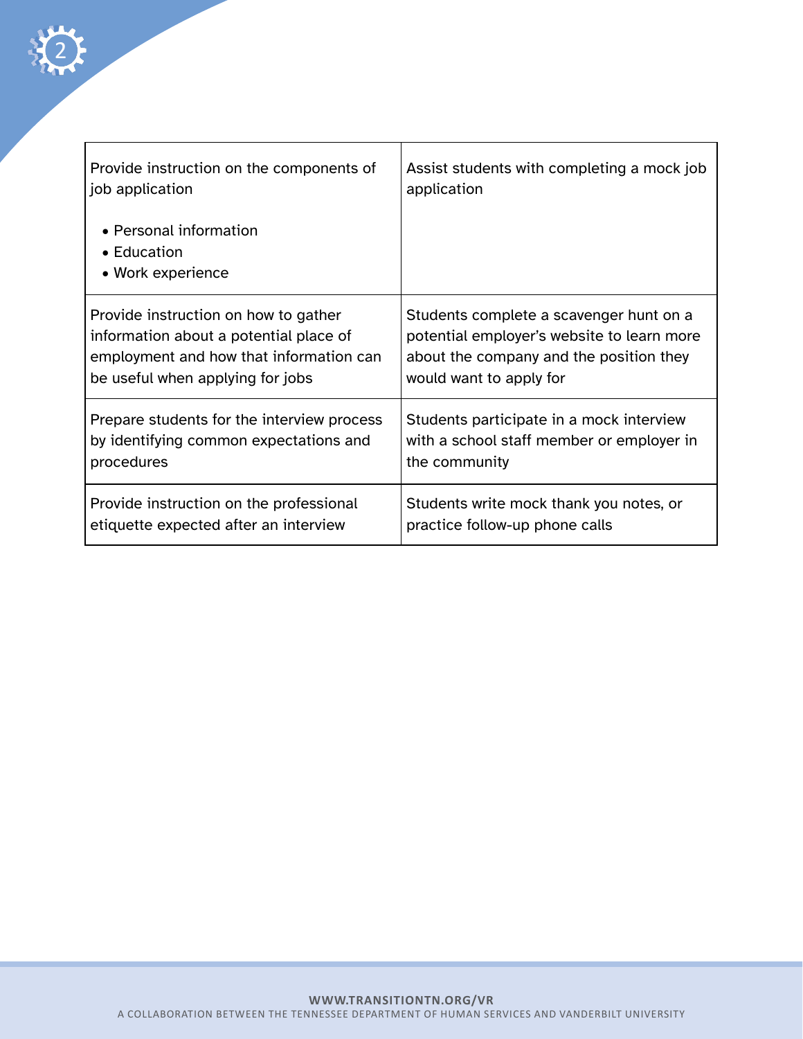| | |
|---|---|
| Provide instruction on the components of job application<br>• Personal information<br>• Education<br>• Work experience | Assist students with completing a mock job application |
| Provide instruction on how to gather information about a potential place of employment and how that information can be useful when applying for jobs | Students complete a scavenger hunt on a potential employer's website to learn more about the company and the position they would want to apply for |
| Prepare students for the interview process by identifying common expectations and procedures | Students participate in a mock interview with a school staff member or employer in the community |
| Provide instruction on the professional etiquette expected after an interview | Students write mock thank you notes, or practice follow-up phone calls |